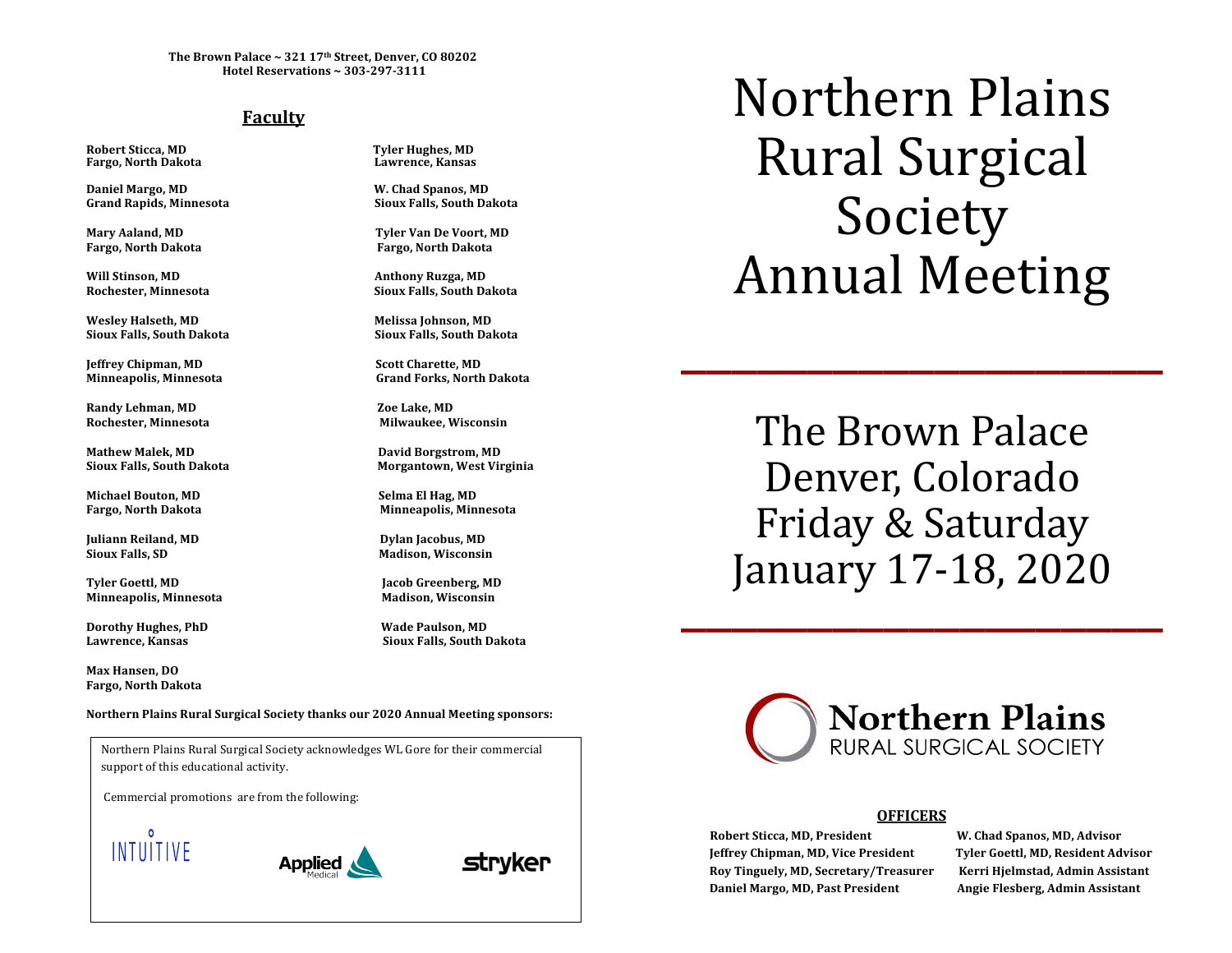**The Brown Palace ~ 321 17th Street, Denver, CO 80202**
**Hotel Reservations ~ 303-297-3111**

## Faculty

**Robert Sticca, MD**
**Fargo, North Dakota**

**Daniel Margo, MD**
**Grand Rapids, Minnesota**

**Mary Aaland, MD**
**Fargo, North Dakota**

**Will Stinson, MD**
**Rochester, Minnesota**

**Wesley Halseth, MD**
**Sioux Falls, South Dakota**

**Jeffrey Chipman, MD**
**Minneapolis, Minnesota**

**Randy Lehman, MD**
**Rochester, Minnesota**

**Mathew Malek, MD**
**Sioux Falls, South Dakota**

**Michael Bouton, MD**
**Fargo, North Dakota**

**Juliann Reiland, MD**
**Sioux Falls, SD**

**Tyler Goettl, MD**
**Minneapolis, Minnesota**

**Dorothy Hughes, PhD**
**Lawrence, Kansas**

**Max Hansen, DO**
**Fargo, North Dakota**

**Tyler Hughes, MD**
**Lawrence, Kansas**

**W. Chad Spanos, MD**
**Sioux Falls, South Dakota**

**Tyler Van De Voort, MD**
**Fargo, North Dakota**

**Anthony Ruzga, MD**
**Sioux Falls, South Dakota**

**Melissa Johnson, MD**
**Sioux Falls, South Dakota**

**Scott Charette, MD**
**Grand Forks, North Dakota**

**Zoe Lake, MD**
**Milwaukee, Wisconsin**

**David Borgstrom, MD**
**Morgantown, West Virginia**

**Selma El Hag, MD**
**Minneapolis, Minnesota**

**Dylan Jacobus, MD**
**Madison, Wisconsin**

**Jacob Greenberg, MD**
**Madison, Wisconsin**

**Wade Paulson, MD**
**Sioux Falls, South Dakota**

**Northern Plains Rural Surgical Society thanks our 2020 Annual Meeting sponsors:**

Northern Plains Rural Surgical Society acknowledges WL Gore for their commercial support of this educational activity.

Cemmercial promotions are from the following:

INTUITIVE

Applied Medical

stryker

# Northern Plains Rural Surgical Society Annual Meeting

## The Brown Palace
## Denver, Colorado
## Friday & Saturday
## January 17-18, 2020

**Northern Plains**
RURAL SURGICAL SOCIETY

### OFFICERS

**Robert Sticca, MD, President**
**Jeffrey Chipman, MD, Vice President**
**Roy Tinguely, MD, Secretary/Treasurer**
**Daniel Margo, MD, Past President**

**W. Chad Spanos, MD, Advisor**
**Tyler Goettl, MD, Resident Advisor**
**Kerri Hjelmstad, Admin Assistant**
**Angie Flesberg, Admin Assistant**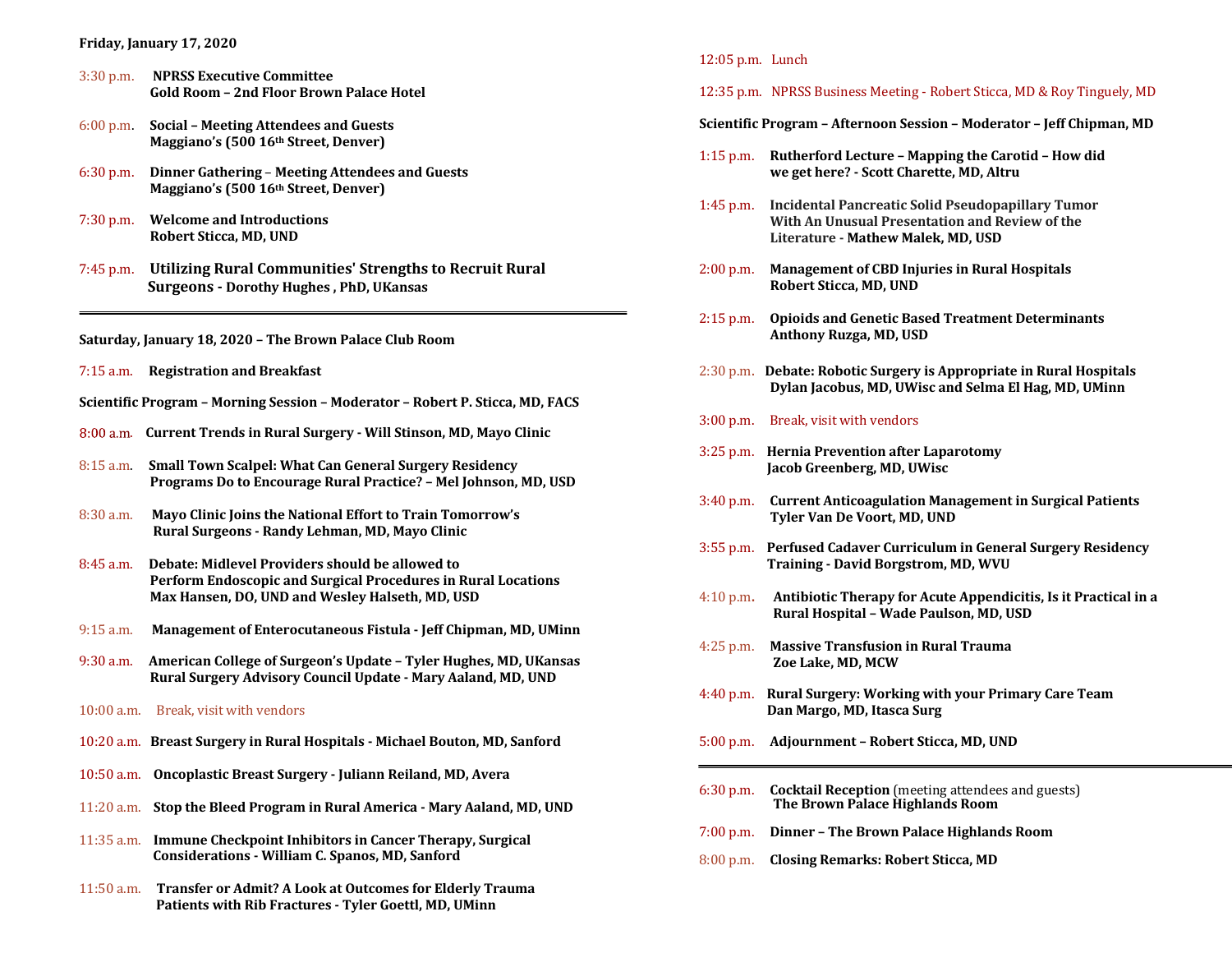**Friday, January 17, 2020**

3:30 p.m. **NPRSS Executive Committee**
**Gold Room – 2nd Floor Brown Palace Hotel**

6:00 p.m. **Social – Meeting Attendees and Guests**
**Maggiano's (500 16th Street, Denver)**

6:30 p.m. **Dinner Gathering – Meeting Attendees and Guests**
**Maggiano's (500 16th Street, Denver)**

7:30 p.m. **Welcome and Introductions**
**Robert Sticca, MD, UND**

7:45 p.m. **Utilizing Rural Communities' Strengths to Recruit Rural Surgeons - Dorothy Hughes , PhD, UKansas**

---

**Saturday, January 18, 2020 – The Brown Palace Club Room**

7:15 a.m. **Registration and Breakfast**

**Scientific Program – Morning Session – Moderator – Robert P. Sticca, MD, FACS**

8:00 a.m. **Current Trends in Rural Surgery - Will Stinson, MD, Mayo Clinic**

8:15 a.m. **Small Town Scalpel: What Can General Surgery Residency Programs Do to Encourage Rural Practice? – Mel Johnson, MD, USD**

8:30 a.m. **Mayo Clinic Joins the National Effort to Train Tomorrow's Rural Surgeons - Randy Lehman, MD, Mayo Clinic**

8:45 a.m. **Debate: Midlevel Providers should be allowed to Perform Endoscopic and Surgical Procedures in Rural Locations**
**Max Hansen, DO, UND and Wesley Halseth, MD, USD**

9:15 a.m. **Management of Enterocutaneous Fistula - Jeff Chipman, MD, UMinn**

9:30 a.m. **American College of Surgeon's Update – Tyler Hughes, MD, UKansas**
**Rural Surgery Advisory Council Update - Mary Aaland, MD, UND**

10:00 a.m. Break, visit with vendors

10:20 a.m. **Breast Surgery in Rural Hospitals - Michael Bouton, MD, Sanford**

10:50 a.m. **Oncoplastic Breast Surgery - Juliann Reiland, MD, Avera**

11:20 a.m. **Stop the Bleed Program in Rural America - Mary Aaland, MD, UND**

11:35 a.m. **Immune Checkpoint Inhibitors in Cancer Therapy, Surgical Considerations - William C. Spanos, MD, Sanford**

11:50 a.m. **Transfer or Admit? A Look at Outcomes for Elderly Trauma Patients with Rib Fractures - Tyler Goettl, MD, UMinn**

12:05 p.m. Lunch

12:35 p.m. NPRSS Business Meeting - Robert Sticca, MD & Roy Tinguely, MD

**Scientific Program – Afternoon Session – Moderator – Jeff Chipman, MD**

1:15 p.m. **Rutherford Lecture – Mapping the Carotid – How did we get here? - Scott Charette, MD, Altru**

1:45 p.m. **Incidental Pancreatic Solid Pseudopapillary Tumor With An Unusual Presentation and Review of the Literature - Mathew Malek, MD, USD**

2:00 p.m. **Management of CBD Injuries in Rural Hospitals**
**Robert Sticca, MD, UND**

2:15 p.m. **Opioids and Genetic Based Treatment Determinants**
**Anthony Ruzga, MD, USD**

2:30 p.m. **Debate: Robotic Surgery is Appropriate in Rural Hospitals**
**Dylan Jacobus, MD, UWisc and Selma El Hag, MD, UMinn**

3:00 p.m. Break, visit with vendors

3:25 p.m. **Hernia Prevention after Laparotomy**
**Jacob Greenberg, MD, UWisc**

3:40 p.m. **Current Anticoagulation Management in Surgical Patients**
**Tyler Van De Voort, MD, UND**

3:55 p.m. **Perfused Cadaver Curriculum in General Surgery Residency Training - David Borgstrom, MD, WVU**

4:10 p.m. **Antibiotic Therapy for Acute Appendicitis, Is it Practical in a Rural Hospital – Wade Paulson, MD, USD**

4:25 p.m. **Massive Transfusion in Rural Trauma**
**Zoe Lake, MD, MCW**

4:40 p.m. **Rural Surgery: Working with your Primary Care Team**
**Dan Margo, MD, Itasca Surg**

5:00 p.m. **Adjournment – Robert Sticca, MD, UND**

---

6:30 p.m. **Cocktail Reception** (meeting attendees and guests)
**The Brown Palace Highlands Room**

7:00 p.m. **Dinner – The Brown Palace Highlands Room**

8:00 p.m. **Closing Remarks: Robert Sticca, MD**